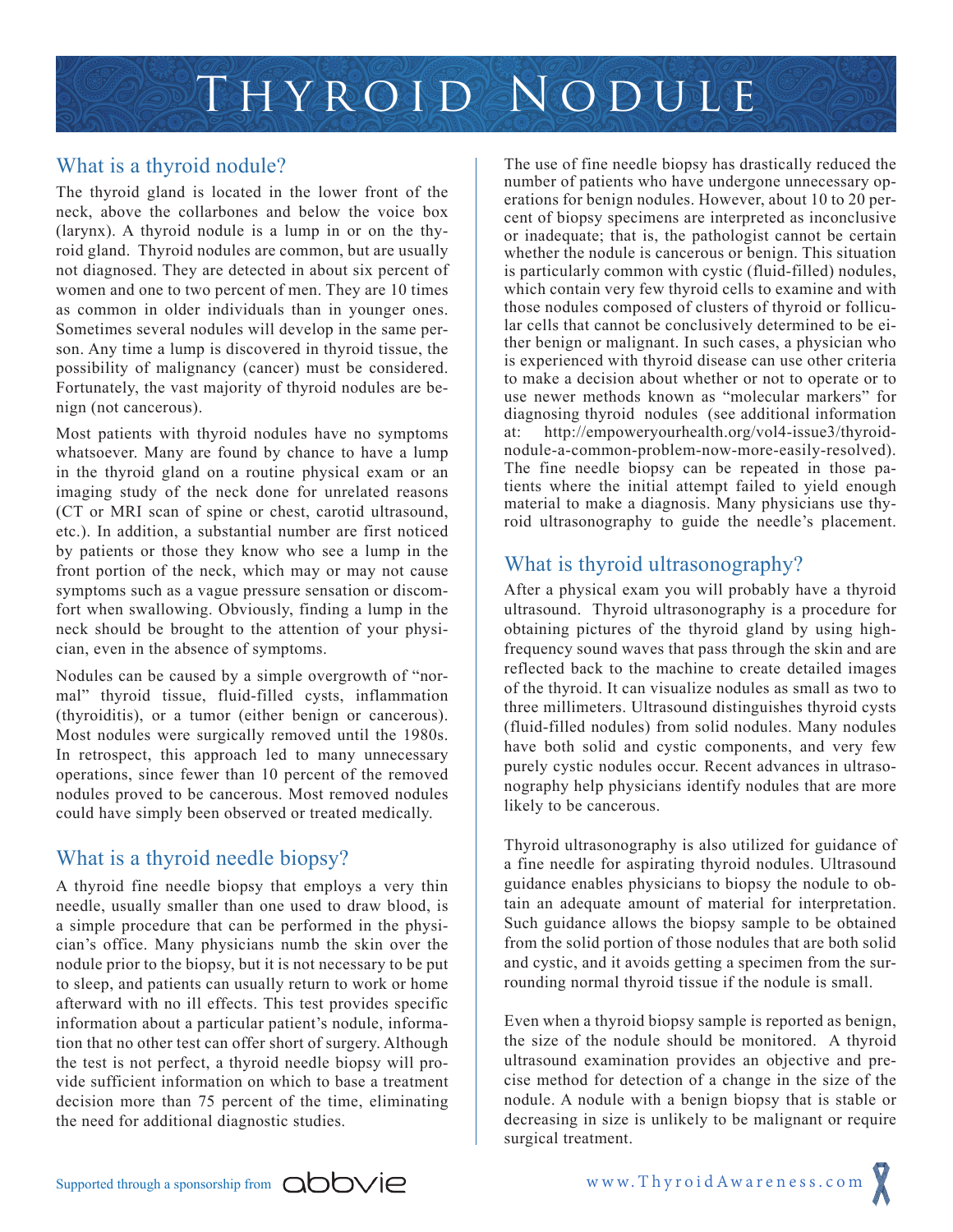# Thyroid Nodule

## What is a thyroid nodule?

The thyroid gland is located in the lower front of the neck, above the collarbones and below the voice box (larynx). A thyroid nodule is a lump in or on the thyroid gland. Thyroid nodules are common, but are usually not diagnosed. They are detected in about six percent of women and one to two percent of men. They are 10 times as common in older individuals than in younger ones. Sometimes several nodules will develop in the same person. Any time a lump is discovered in thyroid tissue, the possibility of malignancy (cancer) must be considered. Fortunately, the vast majority of thyroid nodules are benign (not cancerous).

Most patients with thyroid nodules have no symptoms whatsoever. Many are found by chance to have a lump in the thyroid gland on a routine physical exam or an imaging study of the neck done for unrelated reasons (CT or MRI scan of spine or chest, carotid ultrasound, etc.). In addition, a substantial number are first noticed by patients or those they know who see a lump in the front portion of the neck, which may or may not cause symptoms such as a vague pressure sensation or discomfort when swallowing. Obviously, finding a lump in the neck should be brought to the attention of your physician, even in the absence of symptoms.

Nodules can be caused by a simple overgrowth of "normal" thyroid tissue, fluid-filled cysts, inflammation (thyroiditis), or a tumor (either benign or cancerous). Most nodules were surgically removed until the 1980s. In retrospect, this approach led to many unnecessary operations, since fewer than 10 percent of the removed nodules proved to be cancerous. Most removed nodules could have simply been observed or treated medically.

## What is a thyroid needle biopsy?

A thyroid fine needle biopsy that employs a very thin needle, usually smaller than one used to draw blood, is a simple procedure that can be performed in the physician's office. Many physicians numb the skin over the nodule prior to the biopsy, but it is not necessary to be put to sleep, and patients can usually return to work or home afterward with no ill effects. This test provides specific information about a particular patient's nodule, information that no other test can offer short of surgery. Although the test is not perfect, a thyroid needle biopsy will provide sufficient information on which to base a treatment decision more than 75 percent of the time, eliminating the need for additional diagnostic studies.

The use of fine needle biopsy has drastically reduced the number of patients who have undergone unnecessary operations for benign nodules. However, about 10 to 20 percent of biopsy specimens are interpreted as inconclusive or inadequate; that is, the pathologist cannot be certain whether the nodule is cancerous or benign. This situation is particularly common with cystic (fluid-filled) nodules, which contain very few thyroid cells to examine and with those nodules composed of clusters of thyroid or follicular cells that cannot be conclusively determined to be either benign or malignant. In such cases, a physician who is experienced with thyroid disease can use other criteria to make a decision about whether or not to operate or to use newer methods known as "molecular markers" for diagnosing thyroid nodules (see additional information at: http://empoweryourhealth.org/vol4-issue3/thyroid-nodule-a-common-problem-now-more-easily-resolved). The fine needle biopsy can be repeated in those patients where the initial attempt failed to yield enough material to make a diagnosis. Many physicians use thyroid ultrasonography to guide the needle's placement.

## What is thyroid ultrasonography?

After a physical exam you will probably have a thyroid ultrasound. Thyroid ultrasonography is a procedure for obtaining pictures of the thyroid gland by using high-frequency sound waves that pass through the skin and are reflected back to the machine to create detailed images of the thyroid. It can visualize nodules as small as two to three millimeters. Ultrasound distinguishes thyroid cysts (fluid-filled nodules) from solid nodules. Many nodules have both solid and cystic components, and very few purely cystic nodules occur. Recent advances in ultrasonography help physicians identify nodules that are more likely to be cancerous.

Thyroid ultrasonography is also utilized for guidance of a fine needle for aspirating thyroid nodules. Ultrasound guidance enables physicians to biopsy the nodule to obtain an adequate amount of material for interpretation. Such guidance allows the biopsy sample to be obtained from the solid portion of those nodules that are both solid and cystic, and it avoids getting a specimen from the surrounding normal thyroid tissue if the nodule is small.

Even when a thyroid biopsy sample is reported as benign, the size of the nodule should be monitored. A thyroid ultrasound examination provides an objective and precise method for detection of a change in the size of the nodule. A nodule with a benign biopsy that is stable or decreasing in size is unlikely to be malignant or require surgical treatment.

Supported through a sponsorship from abbvie

www.ThyroidAwareness.com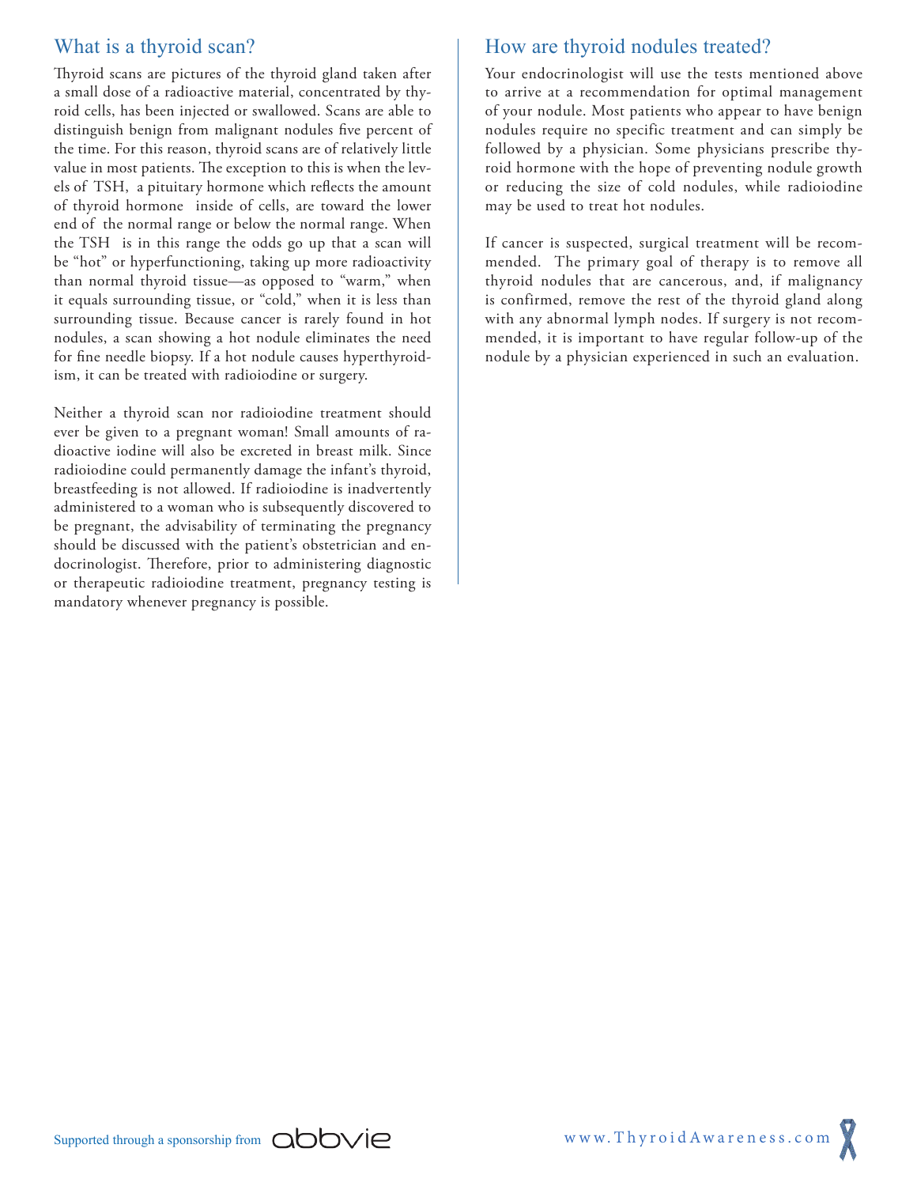## What is a thyroid scan?

Thyroid scans are pictures of the thyroid gland taken after a small dose of a radioactive material, concentrated by thyroid cells, has been injected or swallowed. Scans are able to distinguish benign from malignant nodules five percent of the time. For this reason, thyroid scans are of relatively little value in most patients. The exception to this is when the levels of TSH, a pituitary hormone which reflects the amount of thyroid hormone inside of cells, are toward the lower end of the normal range or below the normal range. When the TSH is in this range the odds go up that a scan will be "hot" or hyperfunctioning, taking up more radioactivity than normal thyroid tissue—as opposed to "warm," when it equals surrounding tissue, or "cold," when it is less than surrounding tissue. Because cancer is rarely found in hot nodules, a scan showing a hot nodule eliminates the need for fine needle biopsy. If a hot nodule causes hyperthyroidism, it can be treated with radioiodine or surgery.

Neither a thyroid scan nor radioiodine treatment should ever be given to a pregnant woman! Small amounts of radioactive iodine will also be excreted in breast milk. Since radioiodine could permanently damage the infant's thyroid, breastfeeding is not allowed. If radioiodine is inadvertently administered to a woman who is subsequently discovered to be pregnant, the advisability of terminating the pregnancy should be discussed with the patient's obstetrician and endocrinologist. Therefore, prior to administering diagnostic or therapeutic radioiodine treatment, pregnancy testing is mandatory whenever pregnancy is possible.

## How are thyroid nodules treated?

Your endocrinologist will use the tests mentioned above to arrive at a recommendation for optimal management of your nodule. Most patients who appear to have benign nodules require no specific treatment and can simply be followed by a physician. Some physicians prescribe thyroid hormone with the hope of preventing nodule growth or reducing the size of cold nodules, while radioiodine may be used to treat hot nodules.

If cancer is suspected, surgical treatment will be recommended. The primary goal of therapy is to remove all thyroid nodules that are cancerous, and, if malignancy is confirmed, remove the rest of the thyroid gland along with any abnormal lymph nodes. If surgery is not recommended, it is important to have regular follow-up of the nodule by a physician experienced in such an evaluation.

Supported through a sponsorship from abbvie

www.ThyroidAwareness.com